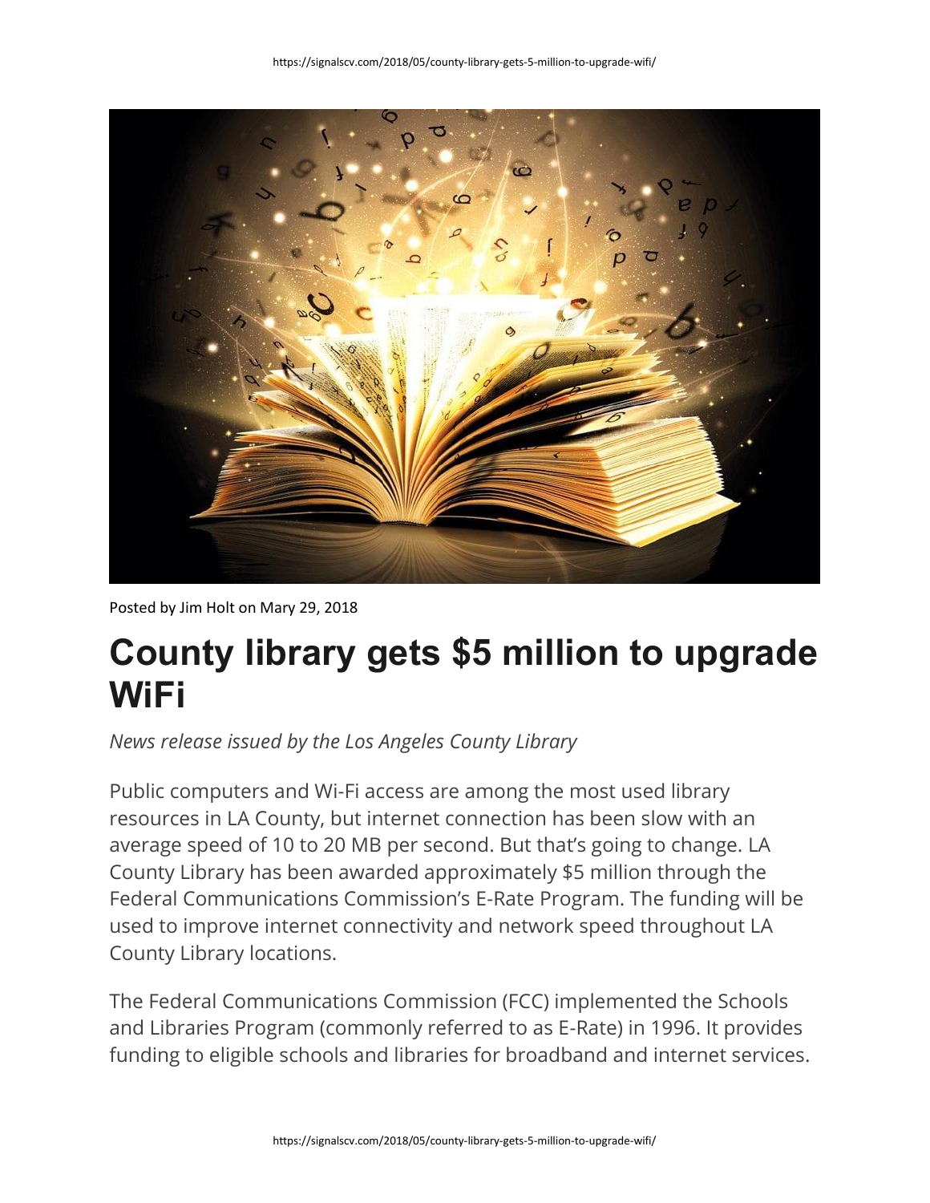Posted by Jim Holt on Mary 29, 2018

# County library gets $5 million to upgrade WiFi

*News release issued by the Los Angeles County Library*

Public computers and Wi-Fi access are among the most used library resources in LA County, but internet connection has been slow with an average speed of 10 to 20 MB per second. But that's going to change. LA County Library has been awarded approximately $5 million through the Federal Communications Commission's E-Rate Program. The funding will be used to improve internet connectivity and network speed throughout LA County Library locations.

The Federal Communications Commission (FCC) implemented the Schools and Libraries Program (commonly referred to as E-Rate) in 1996. It provides funding to eligible schools and libraries for broadband and internet services.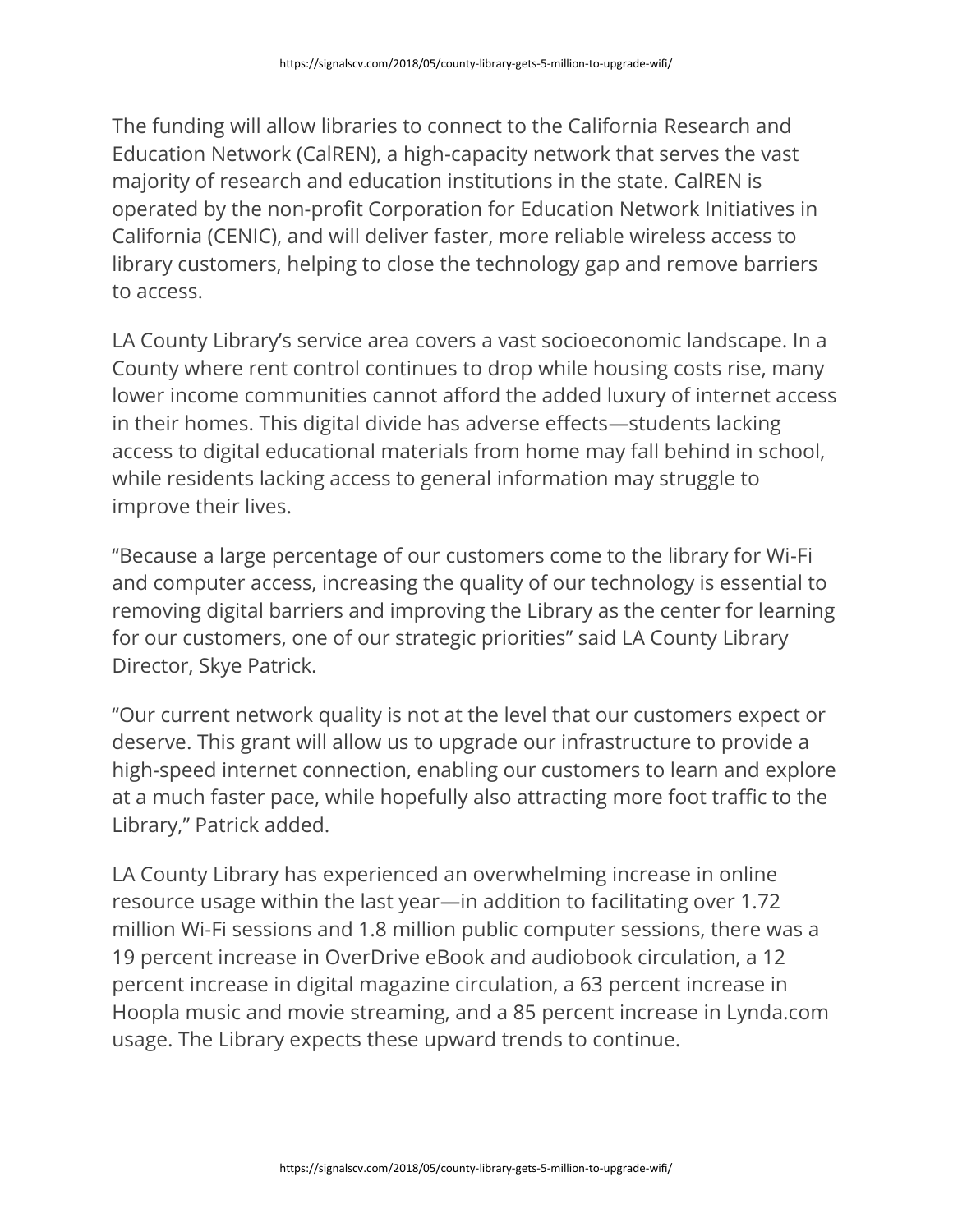The funding will allow libraries to connect to the California Research and Education Network (CalREN), a high-capacity network that serves the vast majority of research and education institutions in the state. CalREN is operated by the non-profit Corporation for Education Network Initiatives in California (CENIC), and will deliver faster, more reliable wireless access to library customers, helping to close the technology gap and remove barriers to access.

LA County Library's service area covers a vast socioeconomic landscape. In a County where rent control continues to drop while housing costs rise, many lower income communities cannot afford the added luxury of internet access in their homes. This digital divide has adverse effects—students lacking access to digital educational materials from home may fall behind in school, while residents lacking access to general information may struggle to improve their lives.

"Because a large percentage of our customers come to the library for Wi-Fi and computer access, increasing the quality of our technology is essential to removing digital barriers and improving the Library as the center for learning for our customers, one of our strategic priorities" said LA County Library Director, Skye Patrick.

"Our current network quality is not at the level that our customers expect or deserve. This grant will allow us to upgrade our infrastructure to provide a high-speed internet connection, enabling our customers to learn and explore at a much faster pace, while hopefully also attracting more foot traffic to the Library," Patrick added.

LA County Library has experienced an overwhelming increase in online resource usage within the last year—in addition to facilitating over 1.72 million Wi-Fi sessions and 1.8 million public computer sessions, there was a 19 percent increase in OverDrive eBook and audiobook circulation, a 12 percent increase in digital magazine circulation, a 63 percent increase in Hoopla music and movie streaming, and a 85 percent increase in Lynda.com usage. The Library expects these upward trends to continue.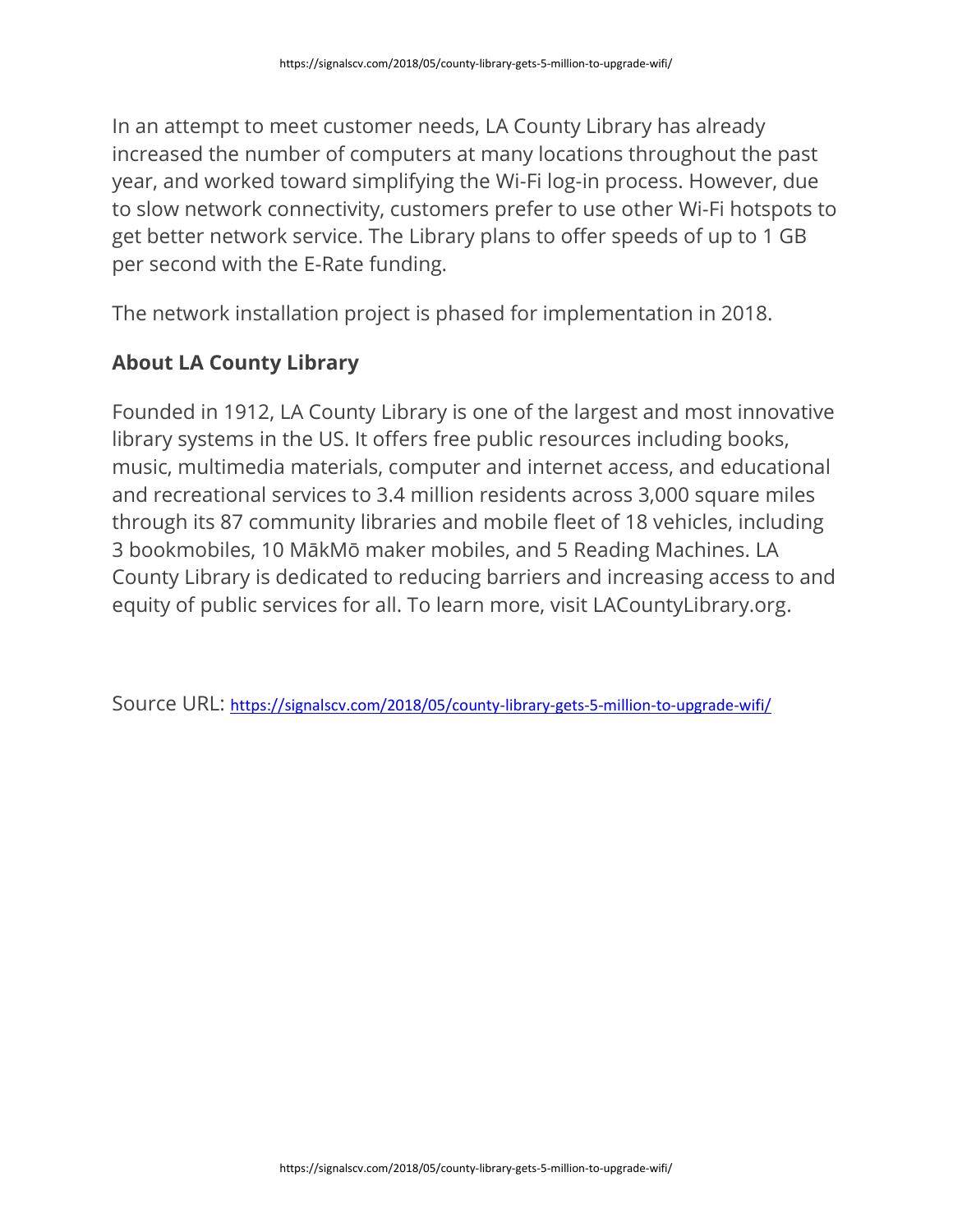In an attempt to meet customer needs, LA County Library has already increased the number of computers at many locations throughout the past year, and worked toward simplifying the Wi-Fi log-in process. However, due to slow network connectivity, customers prefer to use other Wi-Fi hotspots to get better network service. The Library plans to offer speeds of up to 1 GB per second with the E-Rate funding.

The network installation project is phased for implementation in 2018.

**About LA County Library**

Founded in 1912, LA County Library is one of the largest and most innovative library systems in the US. It offers free public resources including books, music, multimedia materials, computer and internet access, and educational and recreational services to 3.4 million residents across 3,000 square miles through its 87 community libraries and mobile fleet of 18 vehicles, including 3 bookmobiles, 10 MākMō maker mobiles, and 5 Reading Machines. LA County Library is dedicated to reducing barriers and increasing access to and equity of public services for all. To learn more, visit LACountyLibrary.org.

Source URL: https://signalscv.com/2018/05/county-library-gets-5-million-to-upgrade-wifi/